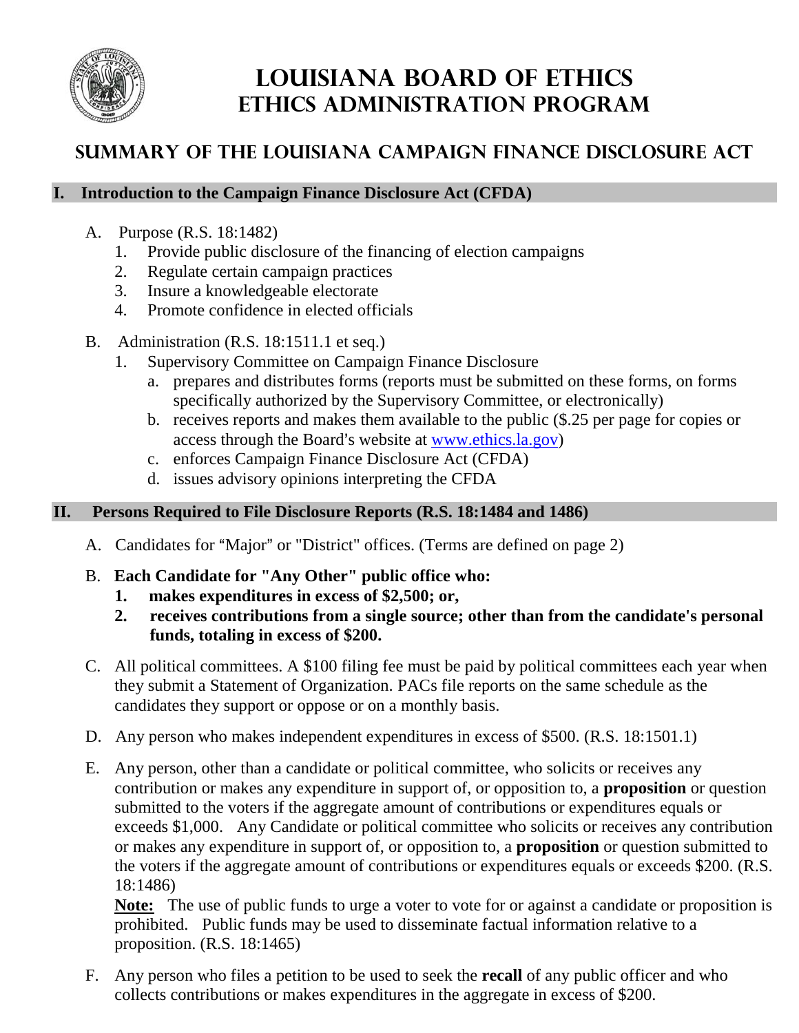# LOUISIANA BOARD OF ETHICS
## ETHICS ADMINISTRATION PROGRAM

## SUMMARY OF THE LOUISIANA CAMPAIGN FINANCE DISCLOSURE ACT

### I. Introduction to the Campaign Finance Disclosure Act (CFDA)

A. Purpose (R.S. 18:1482)
   1. Provide public disclosure of the financing of election campaigns
   2. Regulate certain campaign practices
   3. Insure a knowledgeable electorate
   4. Promote confidence in elected officials

B. Administration (R.S. 18:1511.1 et seq.)
   1. Supervisory Committee on Campaign Finance Disclosure
      a. prepares and distributes forms (reports must be submitted on these forms, on forms specifically authorized by the Supervisory Committee, or electronically)
      b. receives reports and makes them available to the public ($.25 per page for copies or access through the Board's website at [www.ethics.la.gov](http://www.ethics.la.gov))
      c. enforces Campaign Finance Disclosure Act (CFDA)
      d. issues advisory opinions interpreting the CFDA

### II. Persons Required to File Disclosure Reports (R.S. 18:1484 and 1486)

A. Candidates for "Major" or "District" offices. (Terms are defined on page 2)

B. **Each Candidate for "Any Other" public office who:**
   1. **makes expenditures in excess of $2,500; or,**
   2. **receives contributions from a single source; other than from the candidate's personal funds, totaling in excess of $200.**

C. All political committees. A $100 filing fee must be paid by political committees each year when they submit a Statement of Organization. PACs file reports on the same schedule as the candidates they support or oppose or on a monthly basis.

D. Any person who makes independent expenditures in excess of $500. (R.S. 18:1501.1)

E. Any person, other than a candidate or political committee, who solicits or receives any contribution or makes any expenditure in support of, or opposition to, a **proposition** or question submitted to the voters if the aggregate amount of contributions or expenditures equals or exceeds $1,000. Any Candidate or political committee who solicits or receives any contribution or makes any expenditure in support of, or opposition to, a **proposition** or question submitted to the voters if the aggregate amount of contributions or expenditures equals or exceeds $200. (R.S. 18:1486)

   **Note:** The use of public funds to urge a voter to vote for or against a candidate or proposition is prohibited. Public funds may be used to disseminate factual information relative to a proposition. (R.S. 18:1465)

F. Any person who files a petition to be used to seek the **recall** of any public officer and who collects contributions or makes expenditures in the aggregate in excess of $200.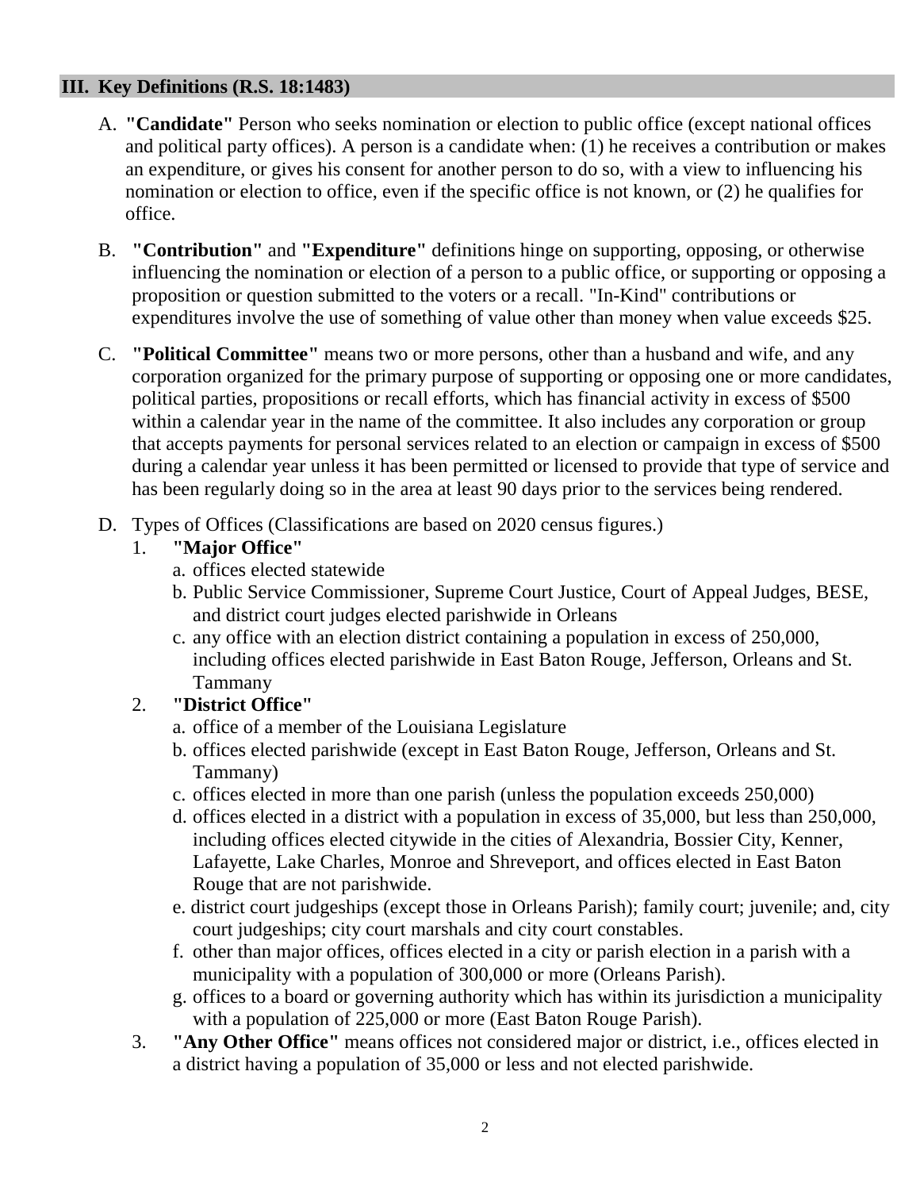## III. Key Definitions (R.S. 18:1483)

A. **"Candidate"** Person who seeks nomination or election to public office (except national offices and political party offices). A person is a candidate when: (1) he receives a contribution or makes an expenditure, or gives his consent for another person to do so, with a view to influencing his nomination or election to office, even if the specific office is not known, or (2) he qualifies for office.

B. **"Contribution"** and **"Expenditure"** definitions hinge on supporting, opposing, or otherwise influencing the nomination or election of a person to a public office, or supporting or opposing a proposition or question submitted to the voters or a recall. "In-Kind" contributions or expenditures involve the use of something of value other than money when value exceeds $25.

C. **"Political Committee"** means two or more persons, other than a husband and wife, and any corporation organized for the primary purpose of supporting or opposing one or more candidates, political parties, propositions or recall efforts, which has financial activity in excess of $500 within a calendar year in the name of the committee. It also includes any corporation or group that accepts payments for personal services related to an election or campaign in excess of $500 during a calendar year unless it has been permitted or licensed to provide that type of service and has been regularly doing so in the area at least 90 days prior to the services being rendered.

D. Types of Offices (Classifications are based on 2020 census figures.)

1. **"Major Office"**
   a. offices elected statewide
   b. Public Service Commissioner, Supreme Court Justice, Court of Appeal Judges, BESE, and district court judges elected parishwide in Orleans
   c. any office with an election district containing a population in excess of 250,000, including offices elected parishwide in East Baton Rouge, Jefferson, Orleans and St. Tammany

2. **"District Office"**
   a. office of a member of the Louisiana Legislature
   b. offices elected parishwide (except in East Baton Rouge, Jefferson, Orleans and St. Tammany)
   c. offices elected in more than one parish (unless the population exceeds 250,000)
   d. offices elected in a district with a population in excess of 35,000, but less than 250,000, including offices elected citywide in the cities of Alexandria, Bossier City, Kenner, Lafayette, Lake Charles, Monroe and Shreveport, and offices elected in East Baton Rouge that are not parishwide.
   e. district court judgeships (except those in Orleans Parish); family court; juvenile; and, city court judgeships; city court marshals and city court constables.
   f. other than major offices, offices elected in a city or parish election in a parish with a municipality with a population of 300,000 or more (Orleans Parish).
   g. offices to a board or governing authority which has within its jurisdiction a municipality with a population of 225,000 or more (East Baton Rouge Parish).

3. **"Any Other Office"** means offices not considered major or district, i.e., offices elected in a district having a population of 35,000 or less and not elected parishwide.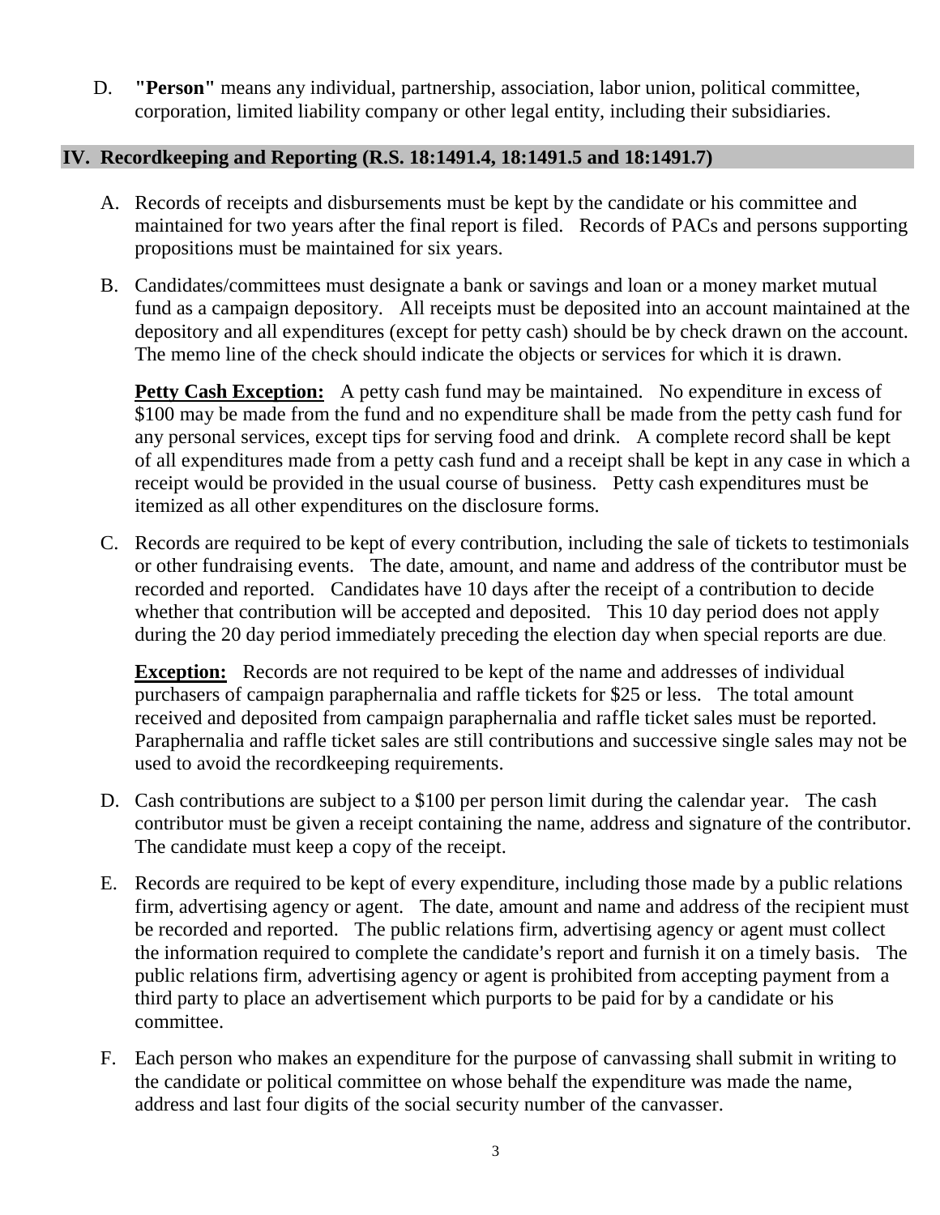D. **"Person"** means any individual, partnership, association, labor union, political committee, corporation, limited liability company or other legal entity, including their subsidiaries.

## IV. Recordkeeping and Reporting (R.S. 18:1491.4, 18:1491.5 and 18:1491.7)

A. Records of receipts and disbursements must be kept by the candidate or his committee and maintained for two years after the final report is filed. Records of PACs and persons supporting propositions must be maintained for six years.

B. Candidates/committees must designate a bank or savings and loan or a money market mutual fund as a campaign depository. All receipts must be deposited into an account maintained at the depository and all expenditures (except for petty cash) should be by check drawn on the account. The memo line of the check should indicate the objects or services for which it is drawn.

**Petty Cash Exception:** A petty cash fund may be maintained. No expenditure in excess of $100 may be made from the fund and no expenditure shall be made from the petty cash fund for any personal services, except tips for serving food and drink. A complete record shall be kept of all expenditures made from a petty cash fund and a receipt shall be kept in any case in which a receipt would be provided in the usual course of business. Petty cash expenditures must be itemized as all other expenditures on the disclosure forms.

C. Records are required to be kept of every contribution, including the sale of tickets to testimonials or other fundraising events. The date, amount, and name and address of the contributor must be recorded and reported. Candidates have 10 days after the receipt of a contribution to decide whether that contribution will be accepted and deposited. This 10 day period does not apply during the 20 day period immediately preceding the election day when special reports are due.

**Exception:** Records are not required to be kept of the name and addresses of individual purchasers of campaign paraphernalia and raffle tickets for $25 or less. The total amount received and deposited from campaign paraphernalia and raffle ticket sales must be reported. Paraphernalia and raffle ticket sales are still contributions and successive single sales may not be used to avoid the recordkeeping requirements.

D. Cash contributions are subject to a $100 per person limit during the calendar year. The cash contributor must be given a receipt containing the name, address and signature of the contributor. The candidate must keep a copy of the receipt.

E. Records are required to be kept of every expenditure, including those made by a public relations firm, advertising agency or agent. The date, amount and name and address of the recipient must be recorded and reported. The public relations firm, advertising agency or agent must collect the information required to complete the candidate's report and furnish it on a timely basis. The public relations firm, advertising agency or agent is prohibited from accepting payment from a third party to place an advertisement which purports to be paid for by a candidate or his committee.

F. Each person who makes an expenditure for the purpose of canvassing shall submit in writing to the candidate or political committee on whose behalf the expenditure was made the name, address and last four digits of the social security number of the canvasser.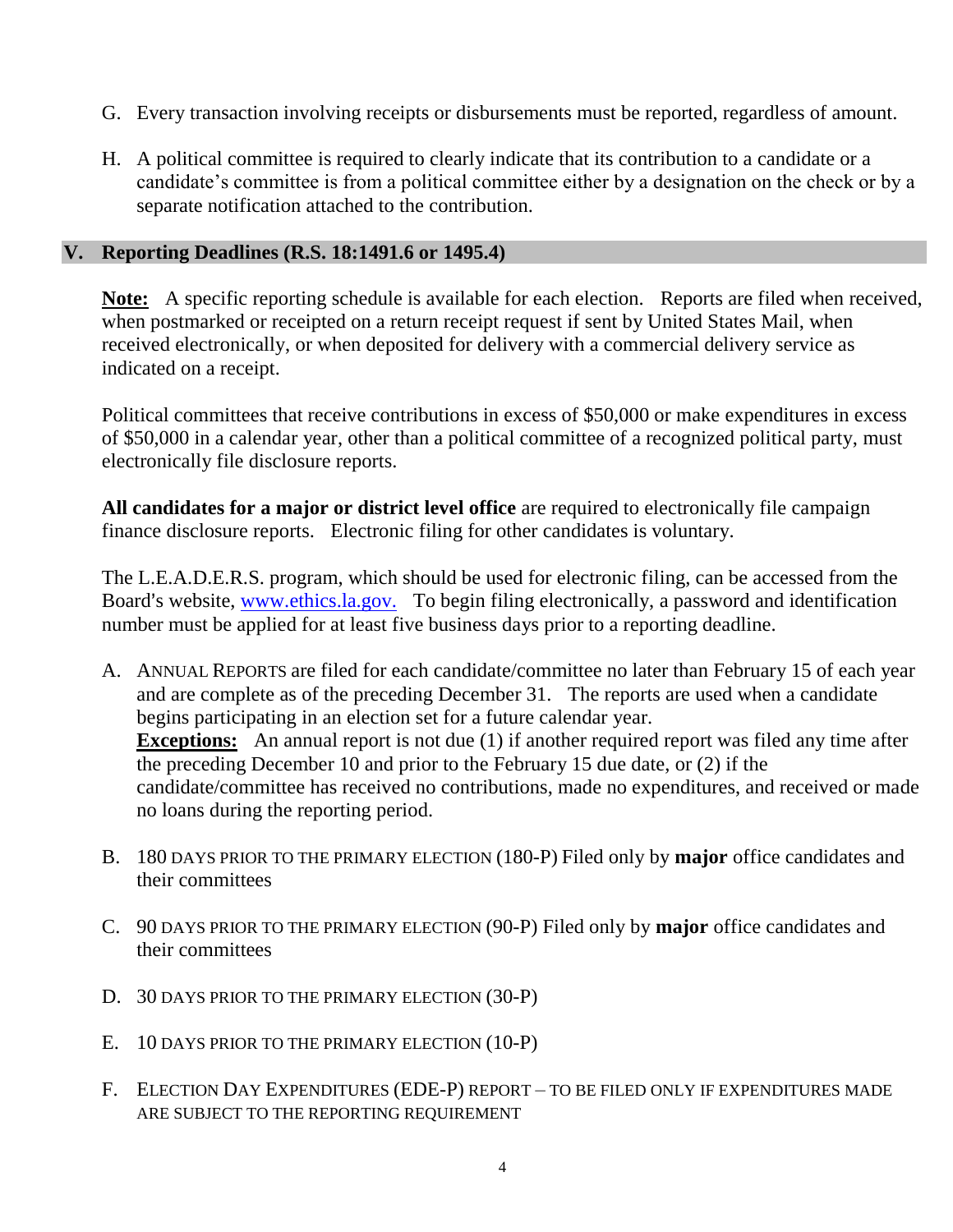G. Every transaction involving receipts or disbursements must be reported, regardless of amount.

H. A political committee is required to clearly indicate that its contribution to a candidate or a candidate's committee is from a political committee either by a designation on the check or by a separate notification attached to the contribution.

## V. Reporting Deadlines (R.S. 18:1491.6 or 1495.4)

**Note:** A specific reporting schedule is available for each election. Reports are filed when received, when postmarked or receipted on a return receipt request if sent by United States Mail, when received electronically, or when deposited for delivery with a commercial delivery service as indicated on a receipt.

Political committees that receive contributions in excess of $50,000 or make expenditures in excess of $50,000 in a calendar year, other than a political committee of a recognized political party, must electronically file disclosure reports.

**All candidates for a major or district level office** are required to electronically file campaign finance disclosure reports. Electronic filing for other candidates is voluntary.

The L.E.A.D.E.R.S. program, which should be used for electronic filing, can be accessed from the Board's website, www.ethics.la.gov. To begin filing electronically, a password and identification number must be applied for at least five business days prior to a reporting deadline.

A. ANNUAL REPORTS are filed for each candidate/committee no later than February 15 of each year and are complete as of the preceding December 31. The reports are used when a candidate begins participating in an election set for a future calendar year.
**Exceptions:** An annual report is not due (1) if another required report was filed any time after the preceding December 10 and prior to the February 15 due date, or (2) if the candidate/committee has received no contributions, made no expenditures, and received or made no loans during the reporting period.

B. 180 DAYS PRIOR TO THE PRIMARY ELECTION (180-P) Filed only by **major** office candidates and their committees

C. 90 DAYS PRIOR TO THE PRIMARY ELECTION (90-P) Filed only by **major** office candidates and their committees

D. 30 DAYS PRIOR TO THE PRIMARY ELECTION (30-P)

E. 10 DAYS PRIOR TO THE PRIMARY ELECTION (10-P)

F. ELECTION DAY EXPENDITURES (EDE-P) REPORT – TO BE FILED ONLY IF EXPENDITURES MADE ARE SUBJECT TO THE REPORTING REQUIREMENT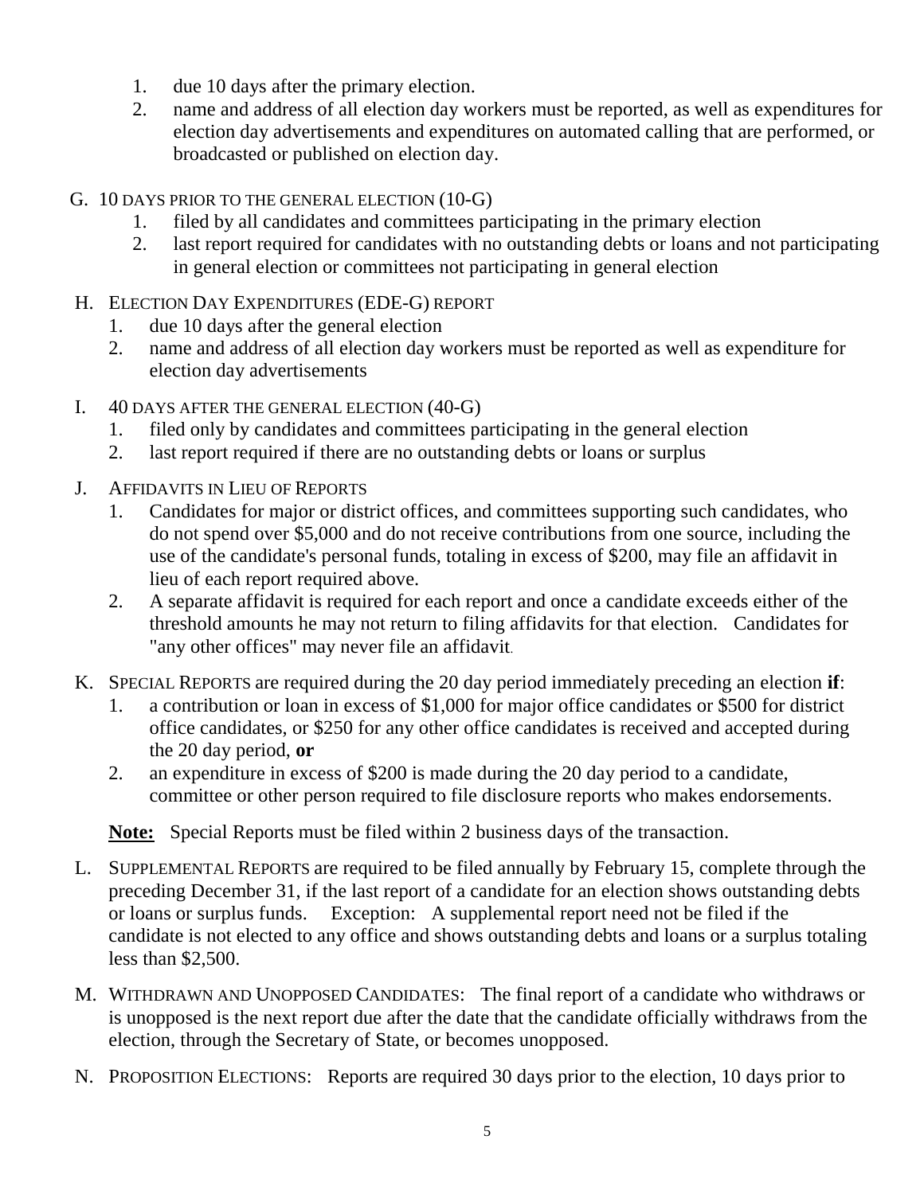1. due 10 days after the primary election.
2. name and address of all election day workers must be reported, as well as expenditures for election day advertisements and expenditures on automated calling that are performed, or broadcasted or published on election day.

G. 10 DAYS PRIOR TO THE GENERAL ELECTION (10-G)
   1. filed by all candidates and committees participating in the primary election
   2. last report required for candidates with no outstanding debts or loans and not participating in general election or committees not participating in general election

H. ELECTION DAY EXPENDITURES (EDE-G) REPORT
   1. due 10 days after the general election
   2. name and address of all election day workers must be reported as well as expenditure for election day advertisements

I. 40 DAYS AFTER THE GENERAL ELECTION (40-G)
   1. filed only by candidates and committees participating in the general election
   2. last report required if there are no outstanding debts or loans or surplus

J. AFFIDAVITS IN LIEU OF REPORTS
   1. Candidates for major or district offices, and committees supporting such candidates, who do not spend over $5,000 and do not receive contributions from one source, including the use of the candidate's personal funds, totaling in excess of $200, may file an affidavit in lieu of each report required above.
   2. A separate affidavit is required for each report and once a candidate exceeds either of the threshold amounts he may not return to filing affidavits for that election. Candidates for "any other offices" may never file an affidavit.

K. SPECIAL REPORTS are required during the 20 day period immediately preceding an election **if**:
   1. a contribution or loan in excess of $1,000 for major office candidates or $500 for district office candidates, or $250 for any other office candidates is received and accepted during the 20 day period, **or**
   2. an expenditure in excess of $200 is made during the 20 day period to a candidate, committee or other person required to file disclosure reports who makes endorsements.

   **Note:** Special Reports must be filed within 2 business days of the transaction.

L. SUPPLEMENTAL REPORTS are required to be filed annually by February 15, complete through the preceding December 31, if the last report of a candidate for an election shows outstanding debts or loans or surplus funds. Exception: A supplemental report need not be filed if the candidate is not elected to any office and shows outstanding debts and loans or a surplus totaling less than $2,500.

M. WITHDRAWN AND UNOPPOSED CANDIDATES: The final report of a candidate who withdraws or is unopposed is the next report due after the date that the candidate officially withdraws from the election, through the Secretary of State, or becomes unopposed.

N. PROPOSITION ELECTIONS: Reports are required 30 days prior to the election, 10 days prior to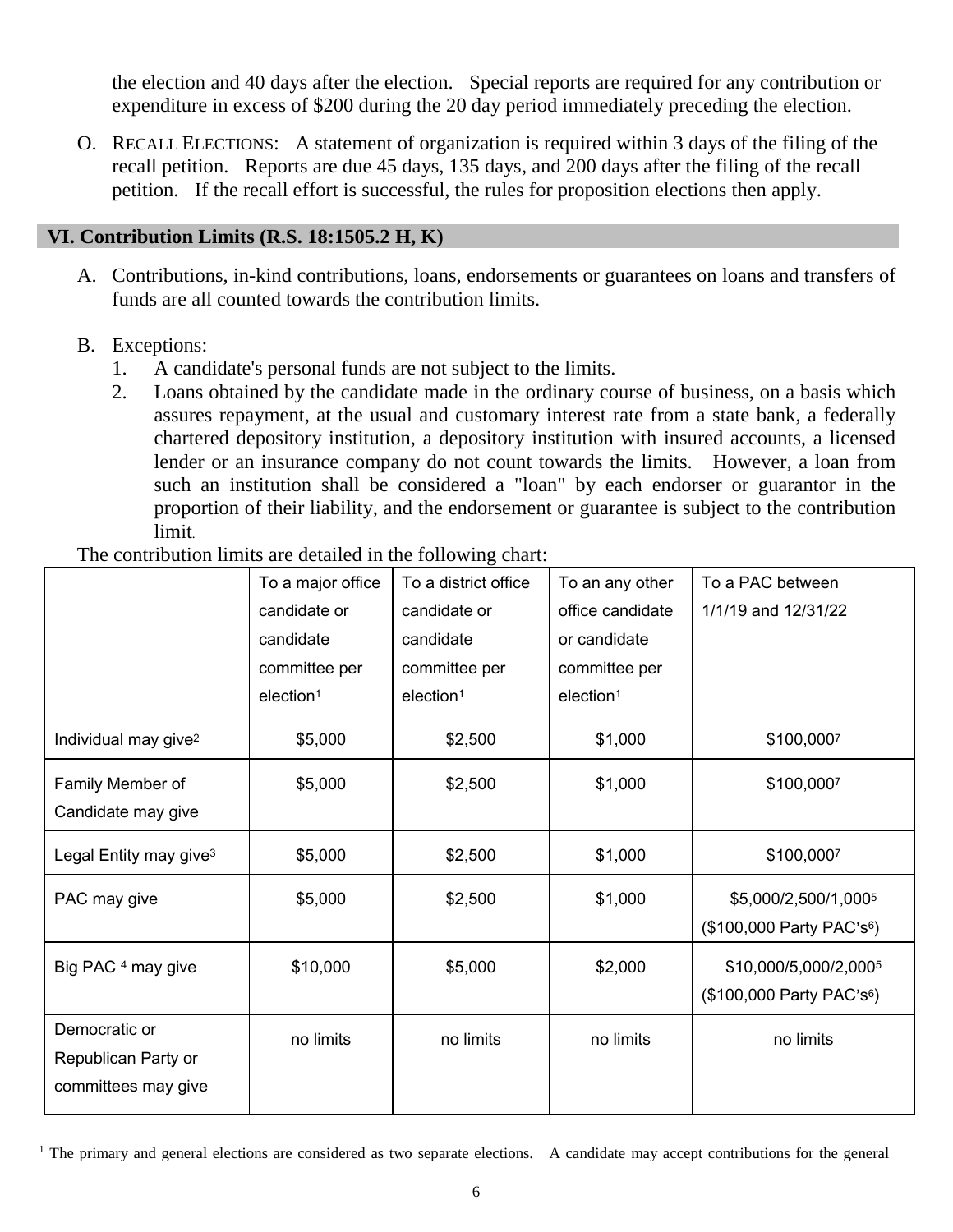the election and 40 days after the election. Special reports are required for any contribution or expenditure in excess of $200 during the 20 day period immediately preceding the election.

O. RECALL ELECTIONS: A statement of organization is required within 3 days of the filing of the recall petition. Reports are due 45 days, 135 days, and 200 days after the filing of the recall petition. If the recall effort is successful, the rules for proposition elections then apply.

## VI. Contribution Limits (R.S. 18:1505.2 H, K)

A. Contributions, in-kind contributions, loans, endorsements or guarantees on loans and transfers of funds are all counted towards the contribution limits.

B. Exceptions:
   1. A candidate's personal funds are not subject to the limits.
   2. Loans obtained by the candidate made in the ordinary course of business, on a basis which assures repayment, at the usual and customary interest rate from a state bank, a federally chartered depository institution, a depository institution with insured accounts, a licensed lender or an insurance company do not count towards the limits. However, a loan from such an institution shall be considered a "loan" by each endorser or guarantor in the proportion of their liability, and the endorsement or guarantee is subject to the contribution limit.

The contribution limits are detailed in the following chart:

| | To a major office candidate or candidate committee per election[1] | To a district office candidate or candidate committee per election[1] | To an any other office candidate or candidate committee per election[1] | To a PAC between 1/1/19 and 12/31/22 |
|---|---|---|---|---|
| Individual may give[2] | $5,000 | $2,500 | $1,000 | $100,000[7] |
| Family Member of Candidate may give | $5,000 | $2,500 | $1,000 | $100,000[7] |
| Legal Entity may give[3] | $5,000 | $2,500 | $1,000 | $100,000[7] |
| PAC may give | $5,000 | $2,500 | $1,000 | $5,000/2,500/1,000[5] ($100,000 Party PAC's[6]) |
| Big PAC [4] may give | $10,000 | $5,000 | $2,000 | $10,000/5,000/2,000[5] ($100,000 Party PAC's[6]) |
| Democratic or Republican Party or committees may give | no limits | no limits | no limits | no limits |

[1] The primary and general elections are considered as two separate elections. A candidate may accept contributions for the general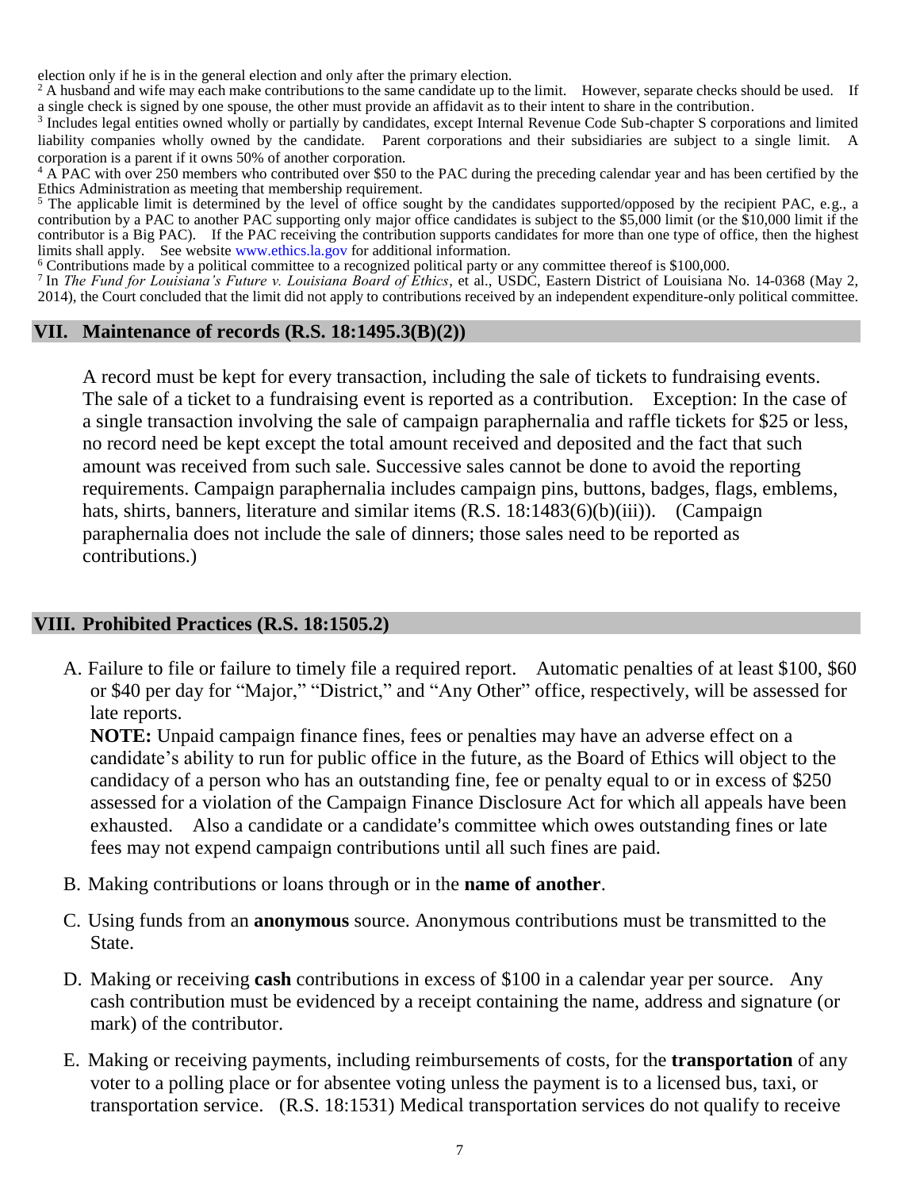election only if he is in the general election and only after the primary election.

[2] A husband and wife may each make contributions to the same candidate up to the limit. However, separate checks should be used. If a single check is signed by one spouse, the other must provide an affidavit as to their intent to share in the contribution.

[3] Includes legal entities owned wholly or partially by candidates, except Internal Revenue Code Sub-chapter S corporations and limited liability companies wholly owned by the candidate. Parent corporations and their subsidiaries are subject to a single limit. A corporation is a parent if it owns 50% of another corporation.

[4] A PAC with over 250 members who contributed over $50 to the PAC during the preceding calendar year and has been certified by the Ethics Administration as meeting that membership requirement.

[5] The applicable limit is determined by the level of office sought by the candidates supported/opposed by the recipient PAC, e.g., a contribution by a PAC to another PAC supporting only major office candidates is subject to the $5,000 limit (or the $10,000 limit if the contributor is a Big PAC). If the PAC receiving the contribution supports candidates for more than one type of office, then the highest limits shall apply. See website www.ethics.la.gov for additional information.

[6] Contributions made by a political committee to a recognized political party or any committee thereof is $100,000.

[7] In *The Fund for Louisiana's Future v. Louisiana Board of Ethics*, et al., USDC, Eastern District of Louisiana No. 14-0368 (May 2, 2014), the Court concluded that the limit did not apply to contributions received by an independent expenditure-only political committee.

## VII. Maintenance of records (R.S. 18:1495.3(B)(2))

A record must be kept for every transaction, including the sale of tickets to fundraising events. The sale of a ticket to a fundraising event is reported as a contribution. Exception: In the case of a single transaction involving the sale of campaign paraphernalia and raffle tickets for $25 or less, no record need be kept except the total amount received and deposited and the fact that such amount was received from such sale. Successive sales cannot be done to avoid the reporting requirements. Campaign paraphernalia includes campaign pins, buttons, badges, flags, emblems, hats, shirts, banners, literature and similar items (R.S. 18:1483(6)(b)(iii)). (Campaign paraphernalia does not include the sale of dinners; those sales need to be reported as contributions.)

## VIII. Prohibited Practices (R.S. 18:1505.2)

A. Failure to file or failure to timely file a required report. Automatic penalties of at least $100, $60 or $40 per day for "Major," "District," and "Any Other" office, respectively, will be assessed for late reports.

   **NOTE:** Unpaid campaign finance fines, fees or penalties may have an adverse effect on a candidate's ability to run for public office in the future, as the Board of Ethics will object to the candidacy of a person who has an outstanding fine, fee or penalty equal to or in excess of $250 assessed for a violation of the Campaign Finance Disclosure Act for which all appeals have been exhausted. Also a candidate or a candidate's committee which owes outstanding fines or late fees may not expend campaign contributions until all such fines are paid.

B. Making contributions or loans through or in the **name of another**.

C. Using funds from an **anonymous** source. Anonymous contributions must be transmitted to the State.

D. Making or receiving **cash** contributions in excess of $100 in a calendar year per source. Any cash contribution must be evidenced by a receipt containing the name, address and signature (or mark) of the contributor.

E. Making or receiving payments, including reimbursements of costs, for the **transportation** of any voter to a polling place or for absentee voting unless the payment is to a licensed bus, taxi, or transportation service. (R.S. 18:1531) Medical transportation services do not qualify to receive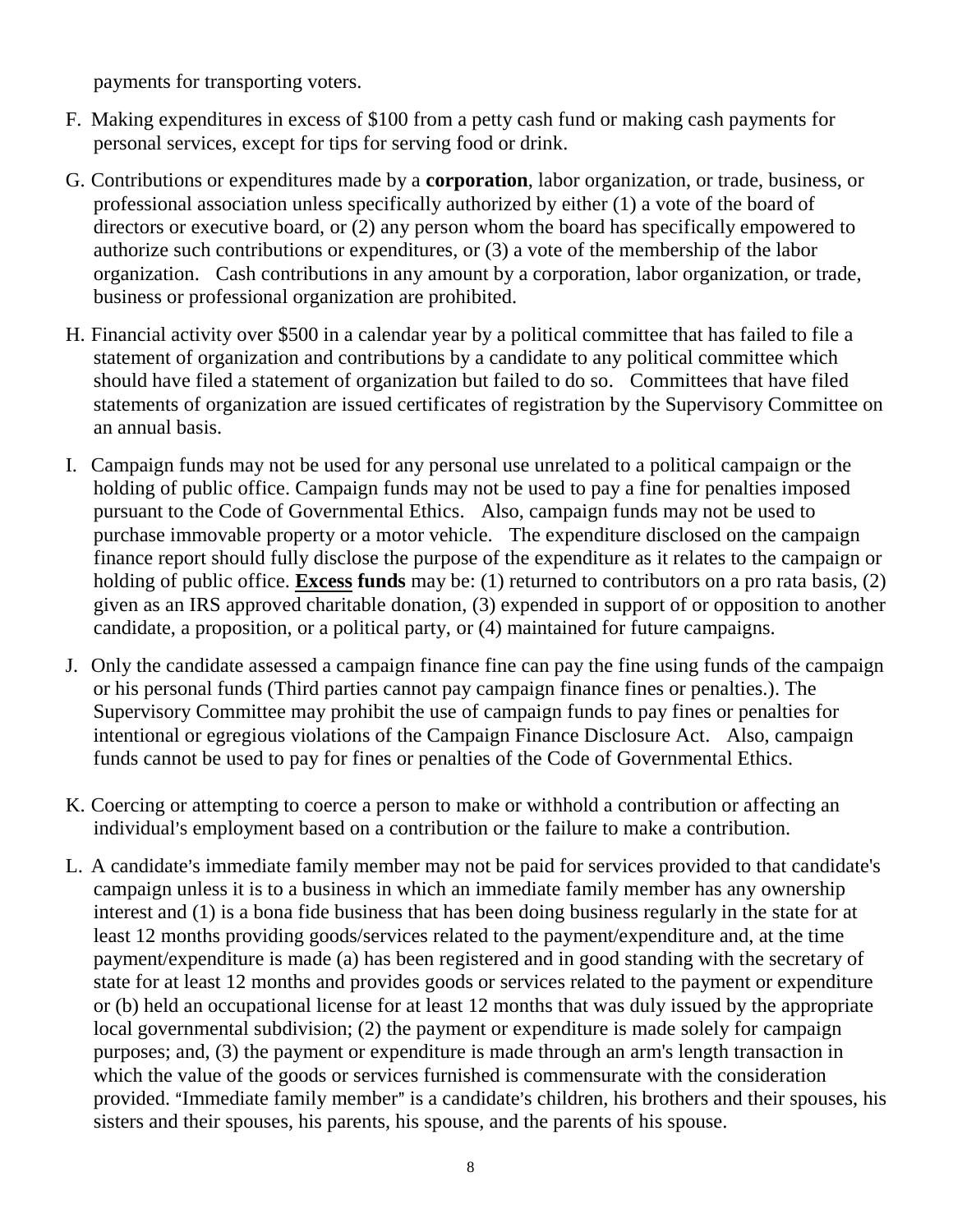payments for transporting voters.

F. Making expenditures in excess of $100 from a petty cash fund or making cash payments for personal services, except for tips for serving food or drink.

G. Contributions or expenditures made by a **corporation**, labor organization, or trade, business, or professional association unless specifically authorized by either (1) a vote of the board of directors or executive board, or (2) any person whom the board has specifically empowered to authorize such contributions or expenditures, or (3) a vote of the membership of the labor organization. Cash contributions in any amount by a corporation, labor organization, or trade, business or professional organization are prohibited.

H. Financial activity over $500 in a calendar year by a political committee that has failed to file a statement of organization and contributions by a candidate to any political committee which should have filed a statement of organization but failed to do so. Committees that have filed statements of organization are issued certificates of registration by the Supervisory Committee on an annual basis.

I. Campaign funds may not be used for any personal use unrelated to a political campaign or the holding of public office. Campaign funds may not be used to pay a fine for penalties imposed pursuant to the Code of Governmental Ethics. Also, campaign funds may not be used to purchase immovable property or a motor vehicle. The expenditure disclosed on the campaign finance report should fully disclose the purpose of the expenditure as it relates to the campaign or holding of public office. **Excess funds** may be: (1) returned to contributors on a pro rata basis, (2) given as an IRS approved charitable donation, (3) expended in support of or opposition to another candidate, a proposition, or a political party, or (4) maintained for future campaigns.

J. Only the candidate assessed a campaign finance fine can pay the fine using funds of the campaign or his personal funds (Third parties cannot pay campaign finance fines or penalties.). The Supervisory Committee may prohibit the use of campaign funds to pay fines or penalties for intentional or egregious violations of the Campaign Finance Disclosure Act. Also, campaign funds cannot be used to pay for fines or penalties of the Code of Governmental Ethics.

K. Coercing or attempting to coerce a person to make or withhold a contribution or affecting an individual's employment based on a contribution or the failure to make a contribution.

L. A candidate's immediate family member may not be paid for services provided to that candidate's campaign unless it is to a business in which an immediate family member has any ownership interest and (1) is a bona fide business that has been doing business regularly in the state for at least 12 months providing goods/services related to the payment/expenditure and, at the time payment/expenditure is made (a) has been registered and in good standing with the secretary of state for at least 12 months and provides goods or services related to the payment or expenditure or (b) held an occupational license for at least 12 months that was duly issued by the appropriate local governmental subdivision; (2) the payment or expenditure is made solely for campaign purposes; and, (3) the payment or expenditure is made through an arm's length transaction in which the value of the goods or services furnished is commensurate with the consideration provided. "Immediate family member" is a candidate's children, his brothers and their spouses, his sisters and their spouses, his parents, his spouse, and the parents of his spouse.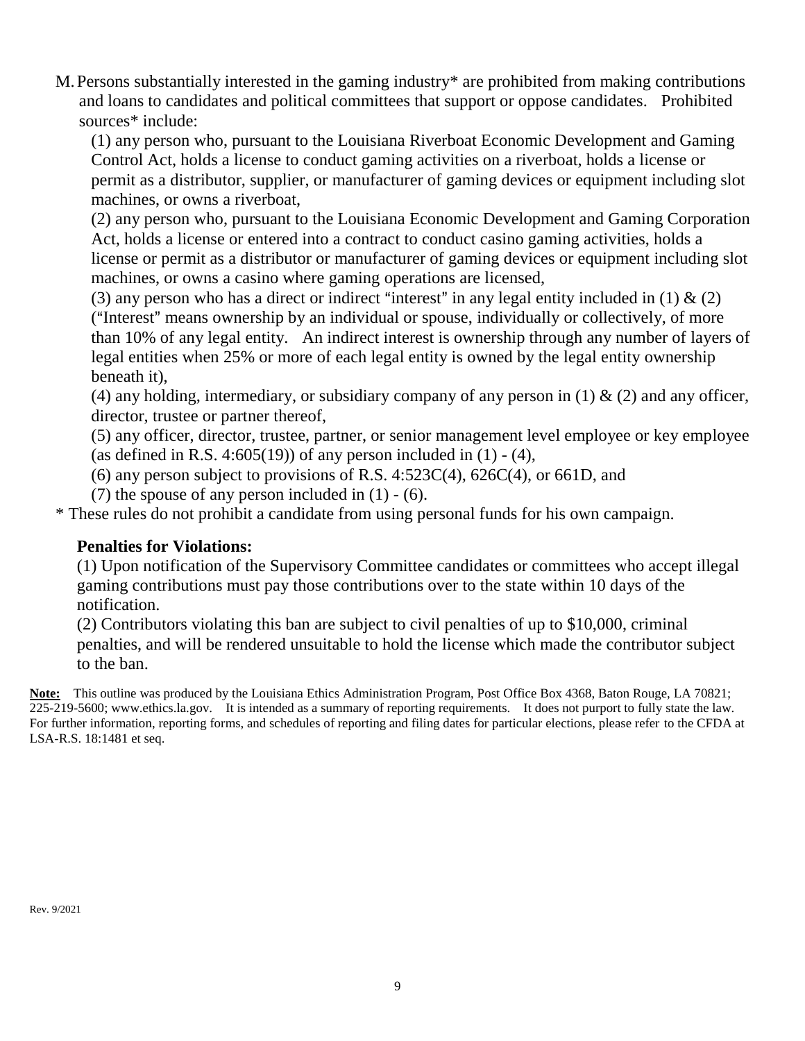M. Persons substantially interested in the gaming industry* are prohibited from making contributions and loans to candidates and political committees that support or oppose candidates. Prohibited sources* include:

(1) any person who, pursuant to the Louisiana Riverboat Economic Development and Gaming Control Act, holds a license to conduct gaming activities on a riverboat, holds a license or permit as a distributor, supplier, or manufacturer of gaming devices or equipment including slot machines, or owns a riverboat,

(2) any person who, pursuant to the Louisiana Economic Development and Gaming Corporation Act, holds a license or entered into a contract to conduct casino gaming activities, holds a license or permit as a distributor or manufacturer of gaming devices or equipment including slot machines, or owns a casino where gaming operations are licensed,

(3) any person who has a direct or indirect "interest" in any legal entity included in (1) & (2) ("Interest" means ownership by an individual or spouse, individually or collectively, of more than 10% of any legal entity. An indirect interest is ownership through any number of layers of legal entities when 25% or more of each legal entity is owned by the legal entity ownership beneath it),

(4) any holding, intermediary, or subsidiary company of any person in (1) & (2) and any officer, director, trustee or partner thereof,

(5) any officer, director, trustee, partner, or senior management level employee or key employee (as defined in R.S. 4:605(19)) of any person included in (1) - (4),

(6) any person subject to provisions of R.S. 4:523C(4), 626C(4), or 661D, and

(7) the spouse of any person included in (1) - (6).

* These rules do not prohibit a candidate from using personal funds for his own campaign.

**Penalties for Violations:**

(1) Upon notification of the Supervisory Committee candidates or committees who accept illegal gaming contributions must pay those contributions over to the state within 10 days of the notification.

(2) Contributors violating this ban are subject to civil penalties of up to $10,000, criminal penalties, and will be rendered unsuitable to hold the license which made the contributor subject to the ban.

**Note:** This outline was produced by the Louisiana Ethics Administration Program, Post Office Box 4368, Baton Rouge, LA 70821; 225-219-5600; www.ethics.la.gov. It is intended as a summary of reporting requirements. It does not purport to fully state the law. For further information, reporting forms, and schedules of reporting and filing dates for particular elections, please refer to the CFDA at LSA-R.S. 18:1481 et seq.

Rev. 9/2021